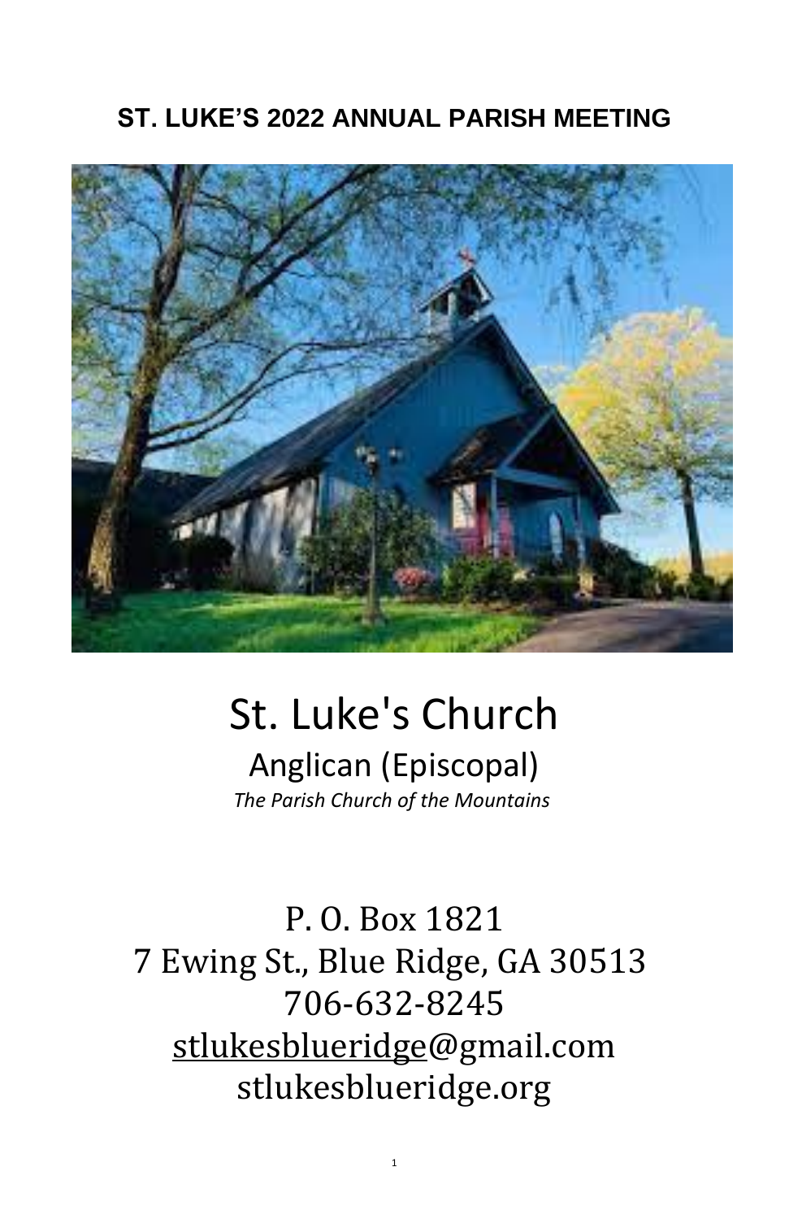# ST. LUKE'S 2022 ANNUAL PARISH MEETING

St. Luke's Church

Anglican (Episcopal)

*The Parish Church of the Mountains*

P. O. Box 1821

7 Ewing St., Blue Ridge, GA 30513

706-632-8245

stlukesblueridge@gmail.com

stlukesblueridge.org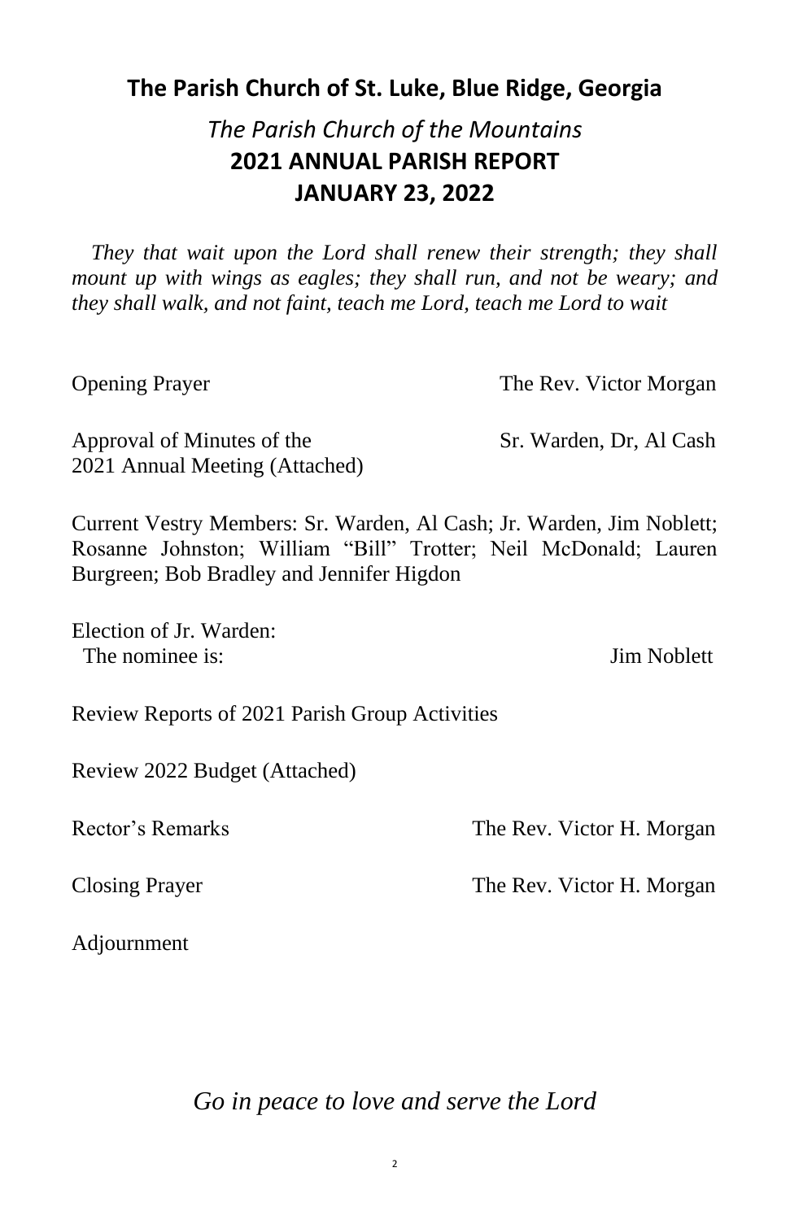## The Parish Church of St. Luke, Blue Ridge, Georgia

# *The Parish Church of the Mountains*
# 2021 ANNUAL PARISH REPORT
# JANUARY 23, 2022

*They that wait upon the Lord shall renew their strength; they shall mount up with wings as eagles; they shall run, and not be weary; and they shall walk, and not faint, teach me Lord, teach me Lord to wait*

Opening Prayer — The Rev. Victor Morgan

Approval of Minutes of the 2021 Annual Meeting (Attached) — Sr. Warden, Dr, Al Cash

Current Vestry Members: Sr. Warden, Al Cash; Jr. Warden, Jim Noblett; Rosanne Johnston; William "Bill" Trotter; Neil McDonald; Lauren Burgreen; Bob Bradley and Jennifer Higdon

Election of Jr. Warden:
The nominee is: — Jim Noblett

Review Reports of 2021 Parish Group Activities

Review 2022 Budget (Attached)

Rector's Remarks — The Rev. Victor H. Morgan

Closing Prayer — The Rev. Victor H. Morgan

Adjournment

*Go in peace to love and serve the Lord*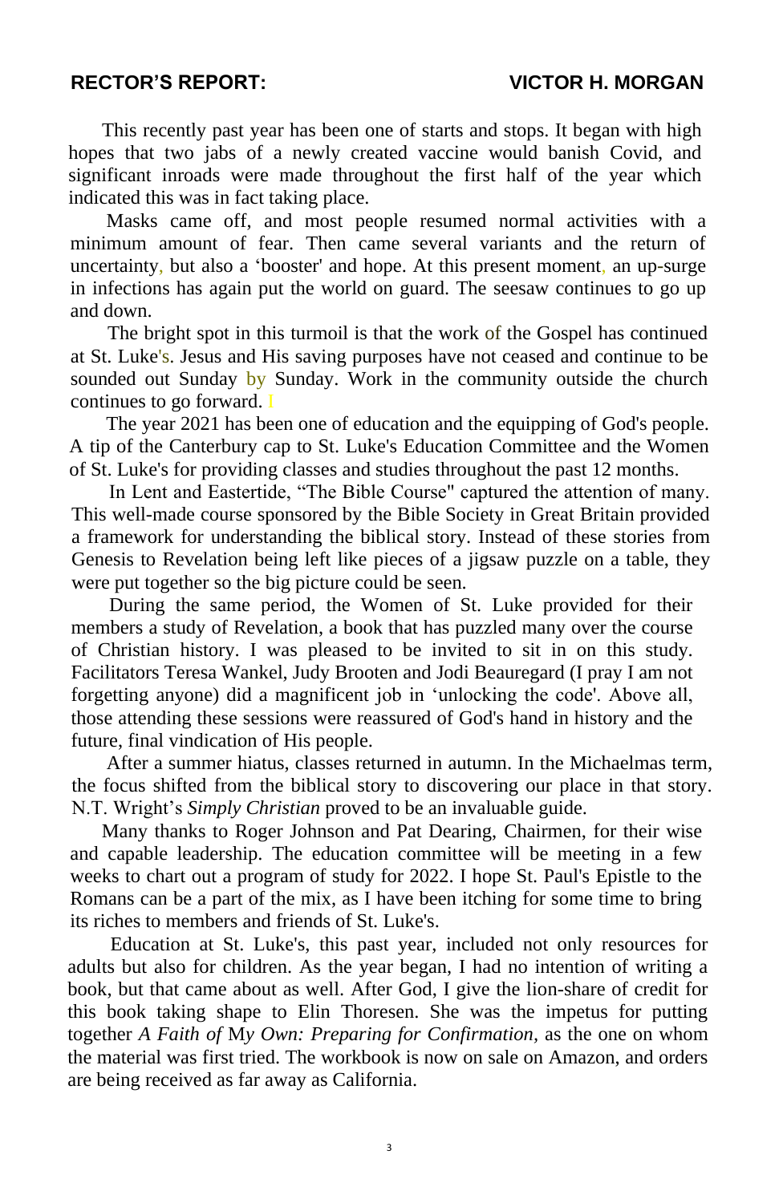## RECTOR'S REPORT: VICTOR H. MORGAN

This recently past year has been one of starts and stops. It began with high hopes that two jabs of a newly created vaccine would banish Covid, and significant inroads were made throughout the first half of the year which indicated this was in fact taking place.

Masks came off, and most people resumed normal activities with a minimum amount of fear. Then came several variants and the return of uncertainty, but also a 'booster' and hope. At this present moment, an up-surge in infections has again put the world on guard. The seesaw continues to go up and down.

The bright spot in this turmoil is that the work of the Gospel has continued at St. Luke's. Jesus and His saving purposes have not ceased and continue to be sounded out Sunday by Sunday. Work in the community outside the church continues to go forward. I

The year 2021 has been one of education and the equipping of God's people. A tip of the Canterbury cap to St. Luke's Education Committee and the Women of St. Luke's for providing classes and studies throughout the past 12 months.

In Lent and Eastertide, "The Bible Course" captured the attention of many. This well-made course sponsored by the Bible Society in Great Britain provided a framework for understanding the biblical story. Instead of these stories from Genesis to Revelation being left like pieces of a jigsaw puzzle on a table, they were put together so the big picture could be seen.

During the same period, the Women of St. Luke provided for their members a study of Revelation, a book that has puzzled many over the course of Christian history. I was pleased to be invited to sit in on this study. Facilitators Teresa Wankel, Judy Brooten and Jodi Beauregard (I pray I am not forgetting anyone) did a magnificent job in 'unlocking the code'. Above all, those attending these sessions were reassured of God's hand in history and the future, final vindication of His people.

After a summer hiatus, classes returned in autumn. In the Michaelmas term, the focus shifted from the biblical story to discovering our place in that story. N.T. Wright's *Simply Christian* proved to be an invaluable guide.

Many thanks to Roger Johnson and Pat Dearing, Chairmen, for their wise and capable leadership. The education committee will be meeting in a few weeks to chart out a program of study for 2022. I hope St. Paul's Epistle to the Romans can be a part of the mix, as I have been itching for some time to bring its riches to members and friends of St. Luke's.

Education at St. Luke's, this past year, included not only resources for adults but also for children. As the year began, I had no intention of writing a book, but that came about as well. After God, I give the lion-share of credit for this book taking shape to Elin Thoresen. She was the impetus for putting together *A Faith of My Own: Preparing for Confirmation,* as the one on whom the material was first tried. The workbook is now on sale on Amazon, and orders are being received as far away as California.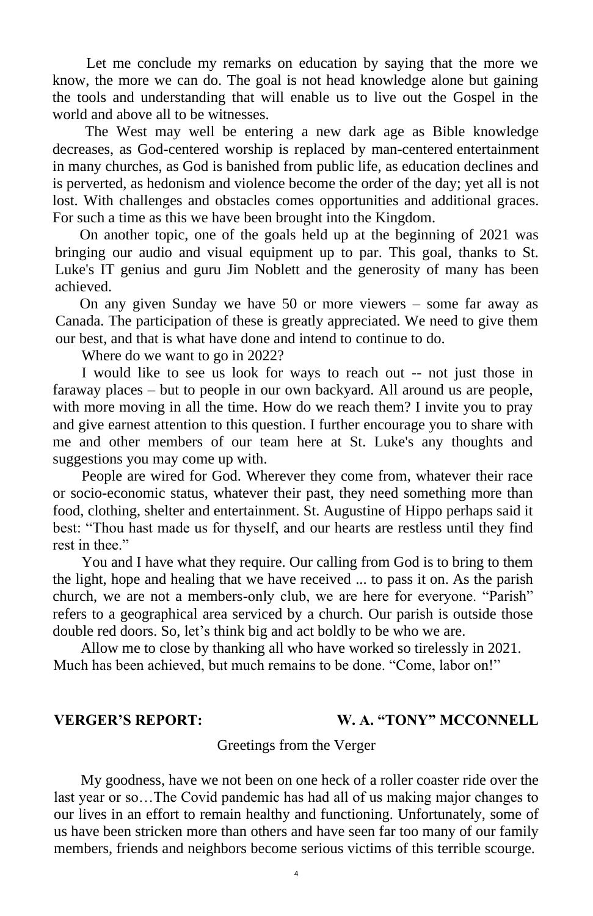Let me conclude my remarks on education by saying that the more we know, the more we can do. The goal is not head knowledge alone but gaining the tools and understanding that will enable us to live out the Gospel in the world and above all to be witnesses.

The West may well be entering a new dark age as Bible knowledge decreases, as God-centered worship is replaced by man-centered entertainment in many churches, as God is banished from public life, as education declines and is perverted, as hedonism and violence become the order of the day; yet all is not lost. With challenges and obstacles comes opportunities and additional graces. For such a time as this we have been brought into the Kingdom.

On another topic, one of the goals held up at the beginning of 2021 was bringing our audio and visual equipment up to par. This goal, thanks to St. Luke's IT genius and guru Jim Noblett and the generosity of many has been achieved.

On any given Sunday we have 50 or more viewers – some far away as Canada. The participation of these is greatly appreciated. We need to give them our best, and that is what have done and intend to continue to do.

Where do we want to go in 2022?

I would like to see us look for ways to reach out -- not just those in faraway places – but to people in our own backyard. All around us are people, with more moving in all the time. How do we reach them? I invite you to pray and give earnest attention to this question. I further encourage you to share with me and other members of our team here at St. Luke's any thoughts and suggestions you may come up with.

People are wired for God. Wherever they come from, whatever their race or socio-economic status, whatever their past, they need something more than food, clothing, shelter and entertainment. St. Augustine of Hippo perhaps said it best: “Thou hast made us for thyself, and our hearts are restless until they find rest in thee.”

You and I have what they require. Our calling from God is to bring to them the light, hope and healing that we have received ... to pass it on. As the parish church, we are not a members-only club, we are here for everyone. “Parish” refers to a geographical area serviced by a church. Our parish is outside those double red doors. So, let’s think big and act boldly to be who we are.

Allow me to close by thanking all who have worked so tirelessly in 2021. Much has been achieved, but much remains to be done. “Come, labor on!”

## VERGER’S REPORT: W. A. “TONY” MCCONNELL

Greetings from the Verger

My goodness, have we not been on one heck of a roller coaster ride over the last year or so…The Covid pandemic has had all of us making major changes to our lives in an effort to remain healthy and functioning. Unfortunately, some of us have been stricken more than others and have seen far too many of our family members, friends and neighbors become serious victims of this terrible scourge.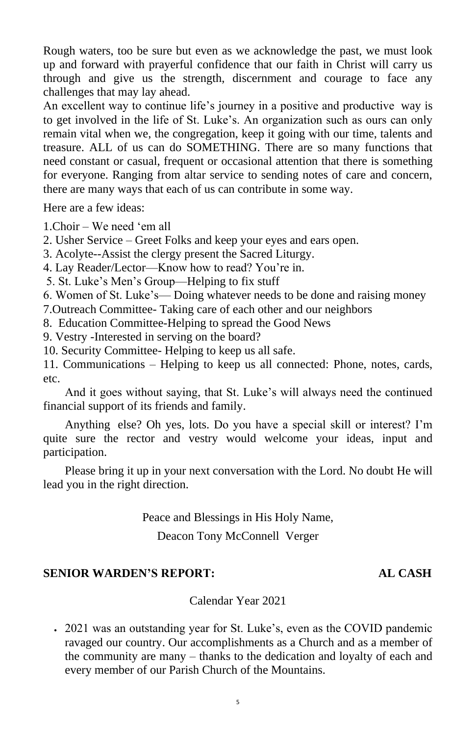Rough waters, too be sure but even as we acknowledge the past, we must look up and forward with prayerful confidence that our faith in Christ will carry us through and give us the strength, discernment and courage to face any challenges that may lay ahead.

An excellent way to continue life's journey in a positive and productive way is to get involved in the life of St. Luke's. An organization such as ours can only remain vital when we, the congregation, keep it going with our time, talents and treasure. ALL of us can do SOMETHING. There are so many functions that need constant or casual, frequent or occasional attention that there is something for everyone. Ranging from altar service to sending notes of care and concern, there are many ways that each of us can contribute in some way.

Here are a few ideas:

1.Choir – We need 'em all
2. Usher Service – Greet Folks and keep your eyes and ears open.
3. Acolyte--Assist the clergy present the Sacred Liturgy.
4. Lay Reader/Lector—Know how to read? You're in.
5. St. Luke's Men's Group—Helping to fix stuff
6. Women of St. Luke's— Doing whatever needs to be done and raising money
7.Outreach Committee- Taking care of each other and our neighbors
8. Education Committee-Helping to spread the Good News
9. Vestry -Interested in serving on the board?
10. Security Committee- Helping to keep us all safe.
11. Communications – Helping to keep us all connected: Phone, notes, cards, etc.

And it goes without saying, that St. Luke's will always need the continued financial support of its friends and family.

Anything else? Oh yes, lots. Do you have a special skill or interest? I'm quite sure the rector and vestry would welcome your ideas, input and participation.

Please bring it up in your next conversation with the Lord. No doubt He will lead you in the right direction.

Peace and Blessings in His Holy Name,

Deacon Tony McConnell Verger

## SENIOR WARDEN'S REPORT: AL CASH

Calendar Year 2021

- 2021 was an outstanding year for St. Luke's, even as the COVID pandemic ravaged our country. Our accomplishments as a Church and as a member of the community are many – thanks to the dedication and loyalty of each and every member of our Parish Church of the Mountains.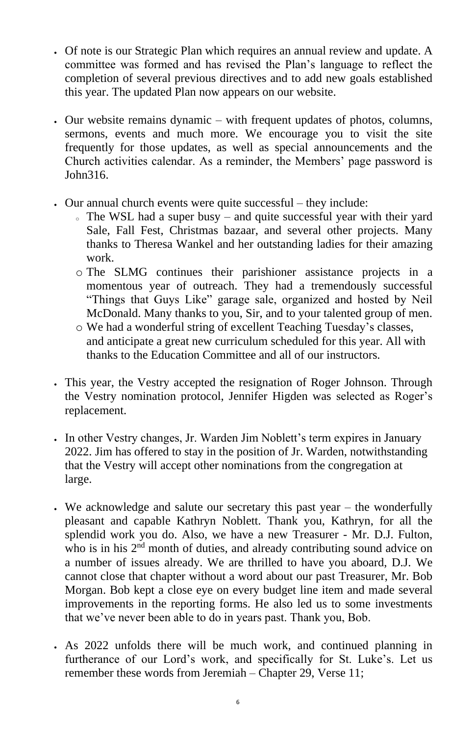- Of note is our Strategic Plan which requires an annual review and update. A committee was formed and has revised the Plan's language to reflect the completion of several previous directives and to add new goals established this year. The updated Plan now appears on our website.

- Our website remains dynamic – with frequent updates of photos, columns, sermons, events and much more. We encourage you to visit the site frequently for those updates, as well as special announcements and the Church activities calendar. As a reminder, the Members' page password is John316.

- Our annual church events were quite successful – they include:
  - The WSL had a super busy – and quite successful year with their yard Sale, Fall Fest, Christmas bazaar, and several other projects. Many thanks to Theresa Wankel and her outstanding ladies for their amazing work.
  - The SLMG continues their parishioner assistance projects in a momentous year of outreach. They had a tremendously successful "Things that Guys Like" garage sale, organized and hosted by Neil McDonald. Many thanks to you, Sir, and to your talented group of men.
  - We had a wonderful string of excellent Teaching Tuesday's classes, and anticipate a great new curriculum scheduled for this year. All with thanks to the Education Committee and all of our instructors.

- This year, the Vestry accepted the resignation of Roger Johnson. Through the Vestry nomination protocol, Jennifer Higden was selected as Roger's replacement.

- In other Vestry changes, Jr. Warden Jim Noblett's term expires in January 2022. Jim has offered to stay in the position of Jr. Warden, notwithstanding that the Vestry will accept other nominations from the congregation at large.

- We acknowledge and salute our secretary this past year – the wonderfully pleasant and capable Kathryn Noblett. Thank you, Kathryn, for all the splendid work you do. Also, we have a new Treasurer - Mr. D.J. Fulton, who is in his 2nd month of duties, and already contributing sound advice on a number of issues already. We are thrilled to have you aboard, D.J. We cannot close that chapter without a word about our past Treasurer, Mr. Bob Morgan. Bob kept a close eye on every budget line item and made several improvements in the reporting forms. He also led us to some investments that we've never been able to do in years past. Thank you, Bob.

- As 2022 unfolds there will be much work, and continued planning in furtherance of our Lord's work, and specifically for St. Luke's. Let us remember these words from Jeremiah – Chapter 29, Verse 11;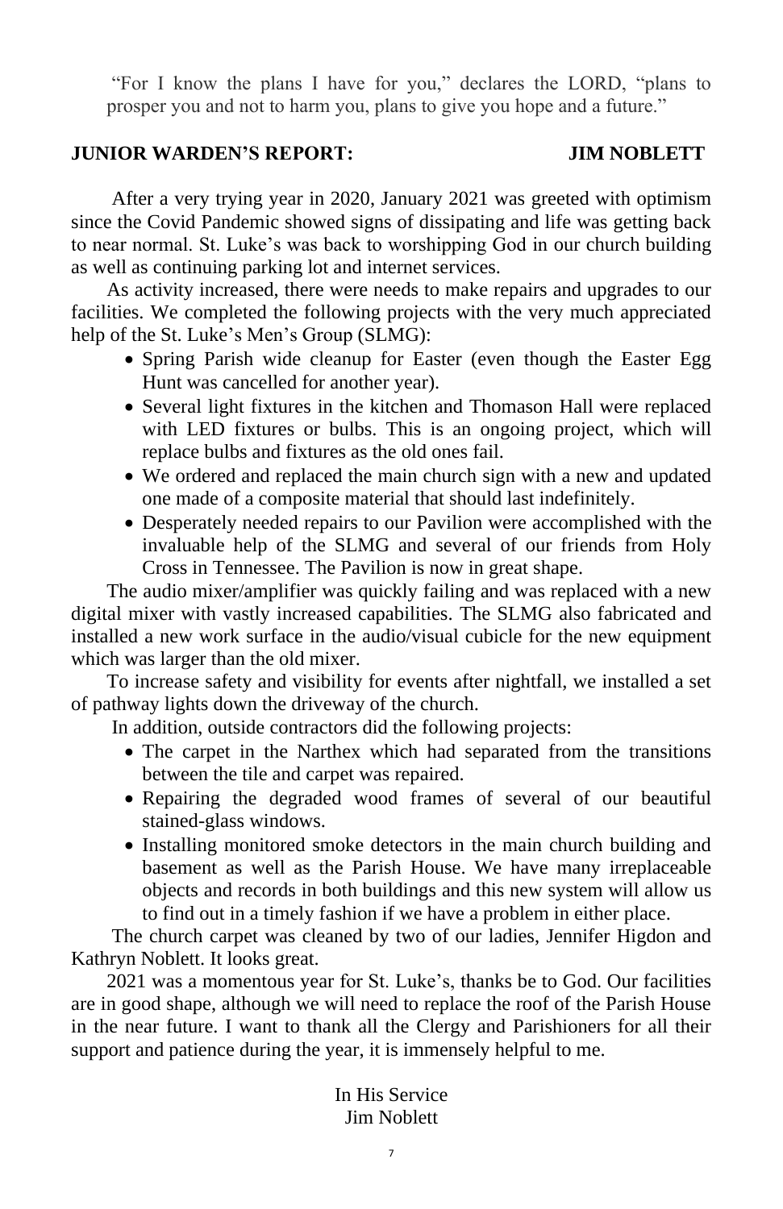"For I know the plans I have for you," declares the LORD, "plans to prosper you and not to harm you, plans to give you hope and a future."

## JUNIOR WARDEN'S REPORT: JIM NOBLETT

After a very trying year in 2020, January 2021 was greeted with optimism since the Covid Pandemic showed signs of dissipating and life was getting back to near normal. St. Luke's was back to worshipping God in our church building as well as continuing parking lot and internet services.

As activity increased, there were needs to make repairs and upgrades to our facilities. We completed the following projects with the very much appreciated help of the St. Luke's Men's Group (SLMG):

- Spring Parish wide cleanup for Easter (even though the Easter Egg Hunt was cancelled for another year).
- Several light fixtures in the kitchen and Thomason Hall were replaced with LED fixtures or bulbs. This is an ongoing project, which will replace bulbs and fixtures as the old ones fail.
- We ordered and replaced the main church sign with a new and updated one made of a composite material that should last indefinitely.
- Desperately needed repairs to our Pavilion were accomplished with the invaluable help of the SLMG and several of our friends from Holy Cross in Tennessee. The Pavilion is now in great shape.

The audio mixer/amplifier was quickly failing and was replaced with a new digital mixer with vastly increased capabilities. The SLMG also fabricated and installed a new work surface in the audio/visual cubicle for the new equipment which was larger than the old mixer.

To increase safety and visibility for events after nightfall, we installed a set of pathway lights down the driveway of the church.

In addition, outside contractors did the following projects:

- The carpet in the Narthex which had separated from the transitions between the tile and carpet was repaired.
- Repairing the degraded wood frames of several of our beautiful stained-glass windows.
- Installing monitored smoke detectors in the main church building and basement as well as the Parish House. We have many irreplaceable objects and records in both buildings and this new system will allow us to find out in a timely fashion if we have a problem in either place.

The church carpet was cleaned by two of our ladies, Jennifer Higdon and Kathryn Noblett. It looks great.

2021 was a momentous year for St. Luke's, thanks be to God. Our facilities are in good shape, although we will need to replace the roof of the Parish House in the near future. I want to thank all the Clergy and Parishioners for all their support and patience during the year, it is immensely helpful to me.

In His Service
Jim Noblett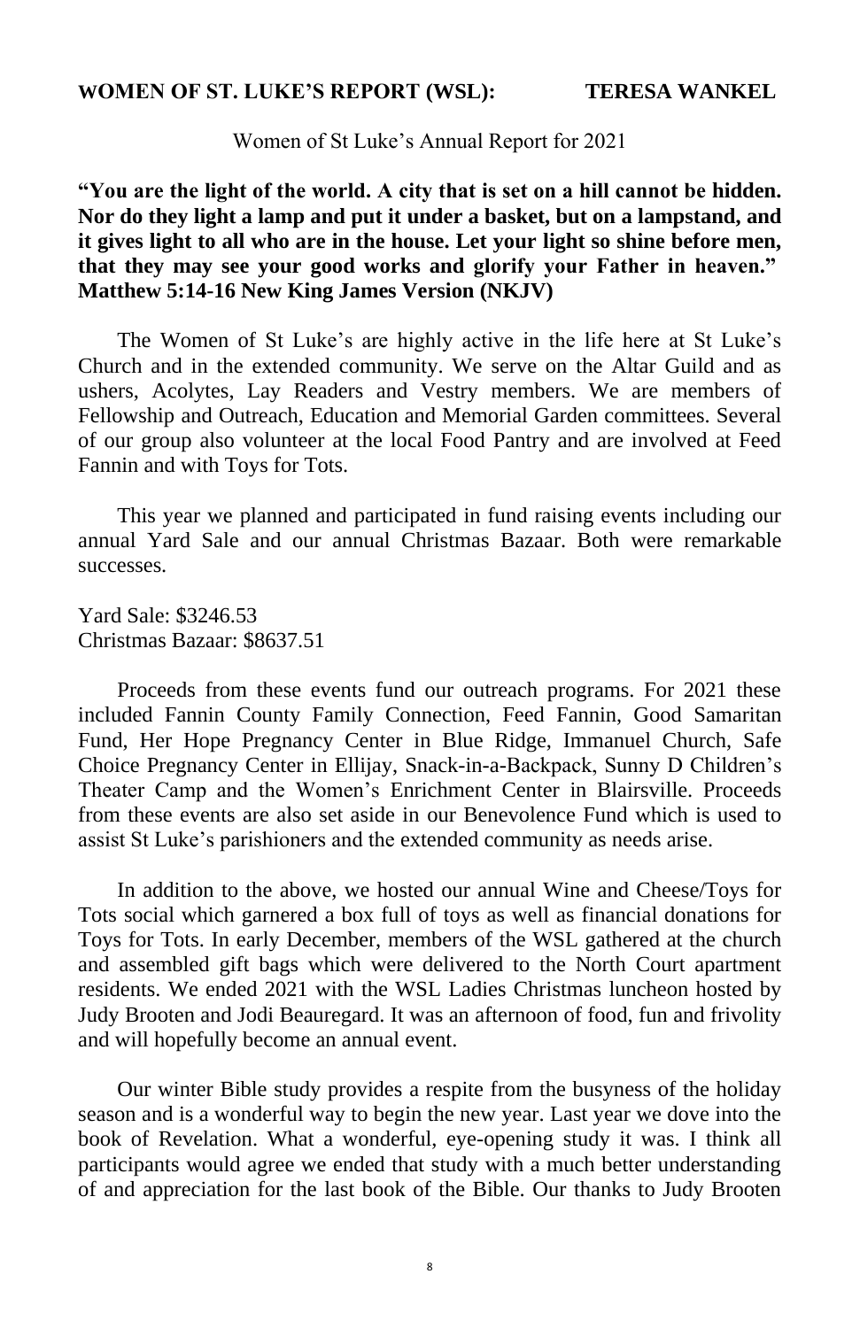## WOMEN OF ST. LUKE'S REPORT (WSL): TERESA WANKEL

Women of St Luke's Annual Report for 2021

**"You are the light of the world. A city that is set on a hill cannot be hidden. Nor do they light a lamp and put it under a basket, but on a lampstand, and it gives light to all who are in the house. Let your light so shine before men, that they may see your good works and glorify your Father in heaven." Matthew 5:14-16 New King James Version (NKJV)**

The Women of St Luke's are highly active in the life here at St Luke's Church and in the extended community. We serve on the Altar Guild and as ushers, Acolytes, Lay Readers and Vestry members. We are members of Fellowship and Outreach, Education and Memorial Garden committees. Several of our group also volunteer at the local Food Pantry and are involved at Feed Fannin and with Toys for Tots.

This year we planned and participated in fund raising events including our annual Yard Sale and our annual Christmas Bazaar. Both were remarkable successes.

Yard Sale: $3246.53
Christmas Bazaar: $8637.51

Proceeds from these events fund our outreach programs. For 2021 these included Fannin County Family Connection, Feed Fannin, Good Samaritan Fund, Her Hope Pregnancy Center in Blue Ridge, Immanuel Church, Safe Choice Pregnancy Center in Ellijay, Snack-in-a-Backpack, Sunny D Children's Theater Camp and the Women's Enrichment Center in Blairsville. Proceeds from these events are also set aside in our Benevolence Fund which is used to assist St Luke's parishioners and the extended community as needs arise.

In addition to the above, we hosted our annual Wine and Cheese/Toys for Tots social which garnered a box full of toys as well as financial donations for Toys for Tots. In early December, members of the WSL gathered at the church and assembled gift bags which were delivered to the North Court apartment residents. We ended 2021 with the WSL Ladies Christmas luncheon hosted by Judy Brooten and Jodi Beauregard. It was an afternoon of food, fun and frivolity and will hopefully become an annual event.

Our winter Bible study provides a respite from the busyness of the holiday season and is a wonderful way to begin the new year. Last year we dove into the book of Revelation. What a wonderful, eye-opening study it was. I think all participants would agree we ended that study with a much better understanding of and appreciation for the last book of the Bible. Our thanks to Judy Brooten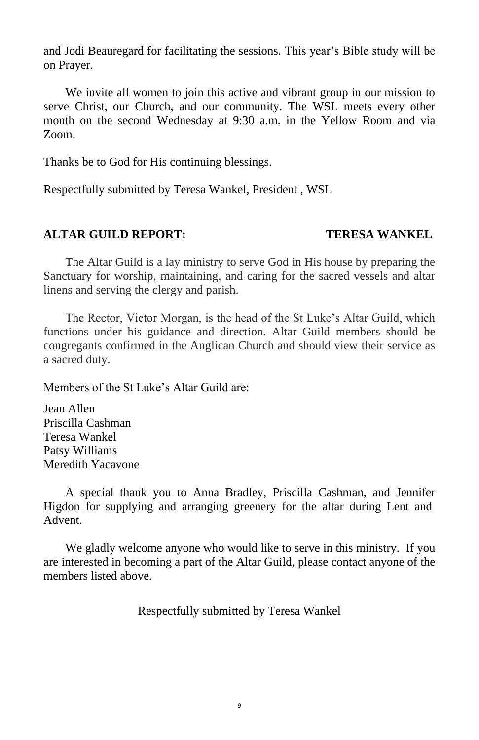and Jodi Beauregard for facilitating the sessions. This year's Bible study will be on Prayer.

We invite all women to join this active and vibrant group in our mission to serve Christ, our Church, and our community. The WSL meets every other month on the second Wednesday at 9:30 a.m. in the Yellow Room and via Zoom.

Thanks be to God for His continuing blessings.

Respectfully submitted by Teresa Wankel, President , WSL

## ALTAR GUILD REPORT: TERESA WANKEL

The Altar Guild is a lay ministry to serve God in His house by preparing the Sanctuary for worship, maintaining, and caring for the sacred vessels and altar linens and serving the clergy and parish.

The Rector, Victor Morgan, is the head of the St Luke's Altar Guild, which functions under his guidance and direction. Altar Guild members should be congregants confirmed in the Anglican Church and should view their service as a sacred duty.

Members of the St Luke's Altar Guild are:

Jean Allen
Priscilla Cashman
Teresa Wankel
Patsy Williams
Meredith Yacavone

A special thank you to Anna Bradley, Priscilla Cashman, and Jennifer Higdon for supplying and arranging greenery for the altar during Lent and Advent.

We gladly welcome anyone who would like to serve in this ministry. If you are interested in becoming a part of the Altar Guild, please contact anyone of the members listed above.

Respectfully submitted by Teresa Wankel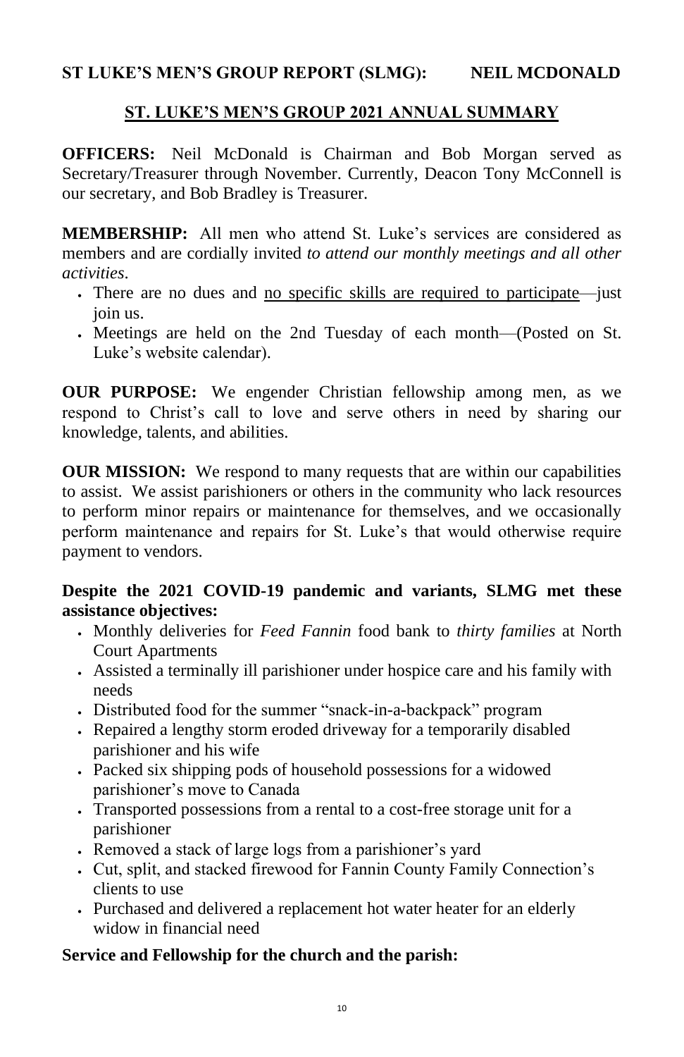## ST LUKE'S MEN'S GROUP REPORT (SLMG): NEIL MCDONALD

### ST. LUKE'S MEN'S GROUP 2021 ANNUAL SUMMARY

**OFFICERS:** Neil McDonald is Chairman and Bob Morgan served as Secretary/Treasurer through November. Currently, Deacon Tony McConnell is our secretary, and Bob Bradley is Treasurer.

**MEMBERSHIP:** All men who attend St. Luke's services are considered as members and are cordially invited *to attend our monthly meetings and all other activities*.

- There are no dues and no specific skills are required to participate—just join us.
- Meetings are held on the 2nd Tuesday of each month—(Posted on St. Luke's website calendar).

**OUR PURPOSE:** We engender Christian fellowship among men, as we respond to Christ's call to love and serve others in need by sharing our knowledge, talents, and abilities.

**OUR MISSION:** We respond to many requests that are within our capabilities to assist. We assist parishioners or others in the community who lack resources to perform minor repairs or maintenance for themselves, and we occasionally perform maintenance and repairs for St. Luke's that would otherwise require payment to vendors.

**Despite the 2021 COVID-19 pandemic and variants, SLMG met these assistance objectives:**

- Monthly deliveries for *Feed Fannin* food bank to *thirty families* at North Court Apartments
- Assisted a terminally ill parishioner under hospice care and his family with needs
- Distributed food for the summer "snack-in-a-backpack" program
- Repaired a lengthy storm eroded driveway for a temporarily disabled parishioner and his wife
- Packed six shipping pods of household possessions for a widowed parishioner's move to Canada
- Transported possessions from a rental to a cost-free storage unit for a parishioner
- Removed a stack of large logs from a parishioner's yard
- Cut, split, and stacked firewood for Fannin County Family Connection's clients to use
- Purchased and delivered a replacement hot water heater for an elderly widow in financial need

**Service and Fellowship for the church and the parish:**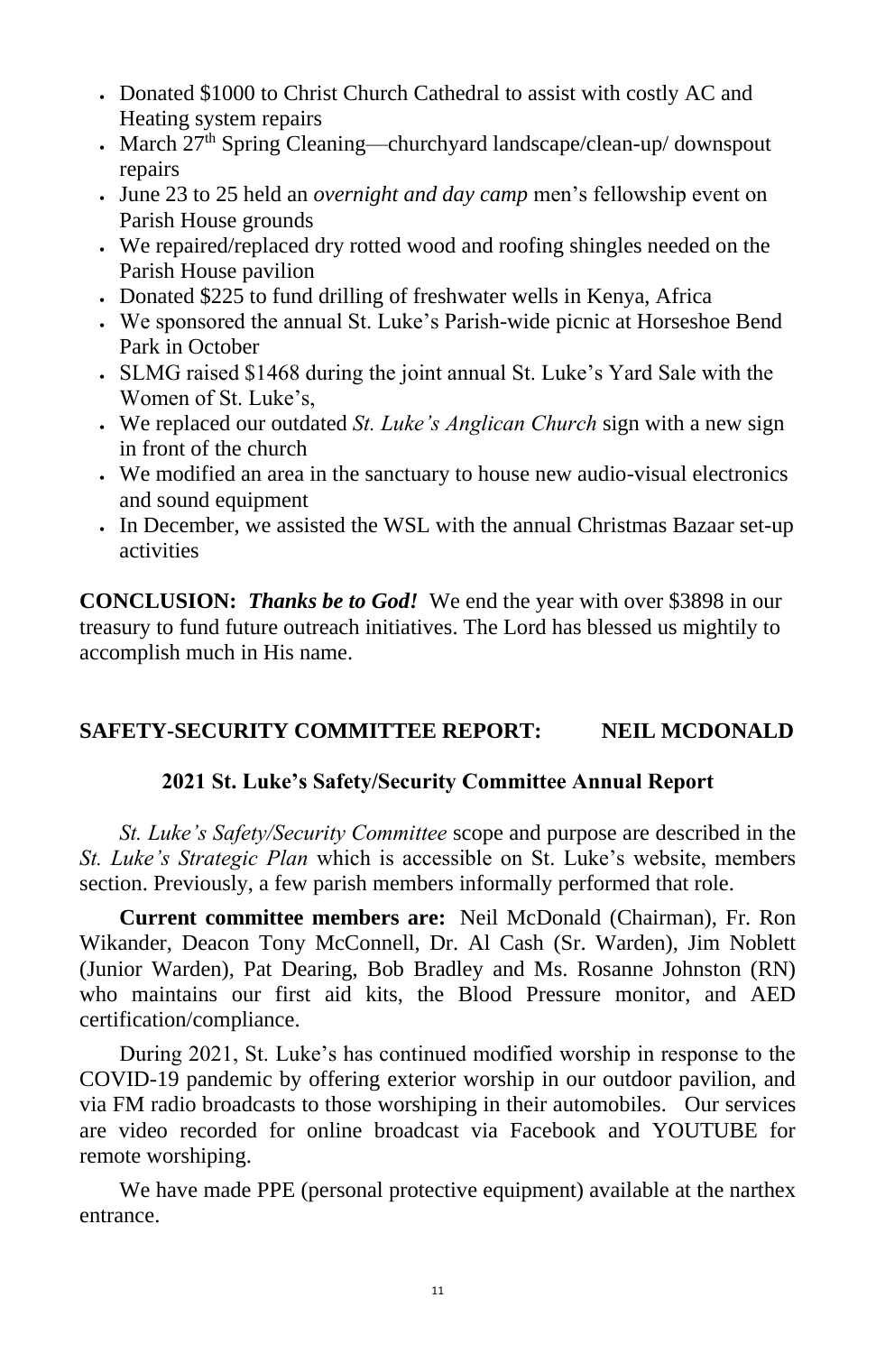- Donated $1000 to Christ Church Cathedral to assist with costly AC and Heating system repairs
- March 27th Spring Cleaning—churchyard landscape/clean-up/ downspout repairs
- June 23 to 25 held an *overnight and day camp* men's fellowship event on Parish House grounds
- We repaired/replaced dry rotted wood and roofing shingles needed on the Parish House pavilion
- Donated $225 to fund drilling of freshwater wells in Kenya, Africa
- We sponsored the annual St. Luke's Parish-wide picnic at Horseshoe Bend Park in October
- SLMG raised $1468 during the joint annual St. Luke's Yard Sale with the Women of St. Luke's,
- We replaced our outdated *St. Luke's Anglican Church* sign with a new sign in front of the church
- We modified an area in the sanctuary to house new audio-visual electronics and sound equipment
- In December, we assisted the WSL with the annual Christmas Bazaar set-up activities

**CONCLUSION:** ***Thanks be to God!*** We end the year with over $3898 in our treasury to fund future outreach initiatives. The Lord has blessed us mightily to accomplish much in His name.

## SAFETY-SECURITY COMMITTEE REPORT: NEIL MCDONALD

### 2021 St. Luke's Safety/Security Committee Annual Report

*St. Luke's Safety/Security Committee* scope and purpose are described in the *St. Luke's Strategic Plan* which is accessible on St. Luke's website, members section. Previously, a few parish members informally performed that role.

**Current committee members are:** Neil McDonald (Chairman), Fr. Ron Wikander, Deacon Tony McConnell, Dr. Al Cash (Sr. Warden), Jim Noblett (Junior Warden), Pat Dearing, Bob Bradley and Ms. Rosanne Johnston (RN) who maintains our first aid kits, the Blood Pressure monitor, and AED certification/compliance.

During 2021, St. Luke's has continued modified worship in response to the COVID-19 pandemic by offering exterior worship in our outdoor pavilion, and via FM radio broadcasts to those worshiping in their automobiles. Our services are video recorded for online broadcast via Facebook and YOUTUBE for remote worshiping.

We have made PPE (personal protective equipment) available at the narthex entrance.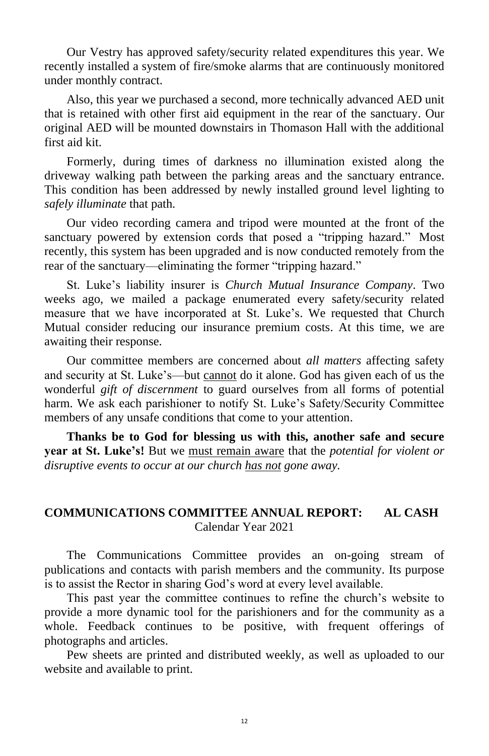Our Vestry has approved safety/security related expenditures this year. We recently installed a system of fire/smoke alarms that are continuously monitored under monthly contract.

Also, this year we purchased a second, more technically advanced AED unit that is retained with other first aid equipment in the rear of the sanctuary. Our original AED will be mounted downstairs in Thomason Hall with the additional first aid kit.

Formerly, during times of darkness no illumination existed along the driveway walking path between the parking areas and the sanctuary entrance. This condition has been addressed by newly installed ground level lighting to *safely illuminate* that path.

Our video recording camera and tripod were mounted at the front of the sanctuary powered by extension cords that posed a "tripping hazard." Most recently, this system has been upgraded and is now conducted remotely from the rear of the sanctuary—eliminating the former "tripping hazard."

St. Luke's liability insurer is *Church Mutual Insurance Company*. Two weeks ago, we mailed a package enumerated every safety/security related measure that we have incorporated at St. Luke's. We requested that Church Mutual consider reducing our insurance premium costs. At this time, we are awaiting their response.

Our committee members are concerned about *all matters* affecting safety and security at St. Luke's—but <u>cannot</u> do it alone. God has given each of us the wonderful *gift of discernment* to guard ourselves from all forms of potential harm. We ask each parishioner to notify St. Luke's Safety/Security Committee members of any unsafe conditions that come to your attention.

**Thanks be to God for blessing us with this, another safe and secure year at St. Luke's!** But we <u>must remain aware</u> that the *potential for violent or disruptive events to occur at our church <u>has not</u> gone away.*

## COMMUNICATIONS COMMITTEE ANNUAL REPORT: AL CASH

Calendar Year 2021

The Communications Committee provides an on-going stream of publications and contacts with parish members and the community. Its purpose is to assist the Rector in sharing God's word at every level available.

This past year the committee continues to refine the church's website to provide a more dynamic tool for the parishioners and for the community as a whole. Feedback continues to be positive, with frequent offerings of photographs and articles.

Pew sheets are printed and distributed weekly, as well as uploaded to our website and available to print.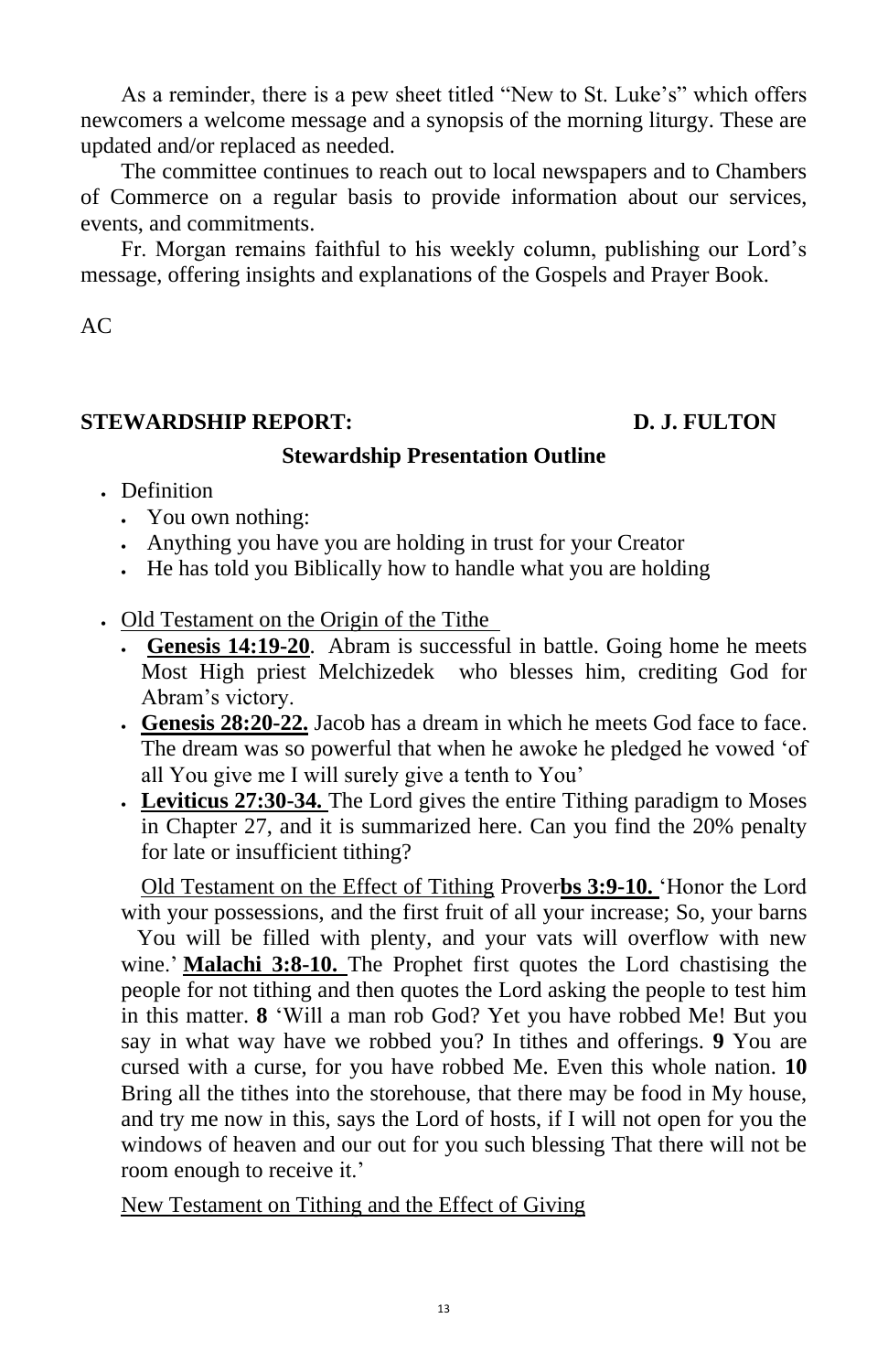As a reminder, there is a pew sheet titled "New to St. Luke's" which offers newcomers a welcome message and a synopsis of the morning liturgy. These are updated and/or replaced as needed.

The committee continues to reach out to local newspapers and to Chambers of Commerce on a regular basis to provide information about our services, events, and commitments.

Fr. Morgan remains faithful to his weekly column, publishing our Lord's message, offering insights and explanations of the Gospels and Prayer Book.

AC

## STEWARDSHIP REPORT: D. J. FULTON

### Stewardship Presentation Outline

- Definition
  - You own nothing:
  - Anything you have you are holding in trust for your Creator
  - He has told you Biblically how to handle what you are holding

- Old Testament on the Origin of the Tithe
  - **Genesis 14:19-20**. Abram is successful in battle. Going home he meets Most High priest Melchizedek who blesses him, crediting God for Abram's victory.
  - **Genesis 28:20-22.** Jacob has a dream in which he meets God face to face. The dream was so powerful that when he awoke he pledged he vowed 'of all You give me I will surely give a tenth to You'
  - **Leviticus 27:30-34.** The Lord gives the entire Tithing paradigm to Moses in Chapter 27, and it is summarized here. Can you find the 20% penalty for late or insufficient tithing?

  Old Testament on the Effect of Tithing Prover**bs 3:9-10.** 'Honor the Lord with your possessions, and the first fruit of all your increase; So, your barns You will be filled with plenty, and your vats will overflow with new wine.' **Malachi 3:8-10.** The Prophet first quotes the Lord chastising the people for not tithing and then quotes the Lord asking the people to test him in this matter. **8** 'Will a man rob God? Yet you have robbed Me! But you say in what way have we robbed you? In tithes and offerings. **9** You are cursed with a curse, for you have robbed Me. Even this whole nation. **10** Bring all the tithes into the storehouse, that there may be food in My house, and try me now in this, says the Lord of hosts, if I will not open for you the windows of heaven and our out for you such blessing That there will not be room enough to receive it.'

  New Testament on Tithing and the Effect of Giving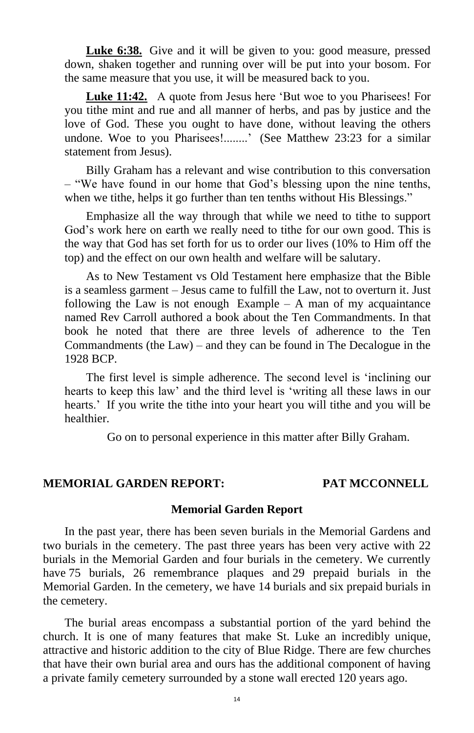**Luke 6:38.** Give and it will be given to you: good measure, pressed down, shaken together and running over will be put into your bosom. For the same measure that you use, it will be measured back to you.

**Luke 11:42.** A quote from Jesus here 'But woe to you Pharisees! For you tithe mint and rue and all manner of herbs, and pas by justice and the love of God. These you ought to have done, without leaving the others undone. Woe to you Pharisees!........' (See Matthew 23:23 for a similar statement from Jesus).

Billy Graham has a relevant and wise contribution to this conversation – "We have found in our home that God's blessing upon the nine tenths, when we tithe, helps it go further than ten tenths without His Blessings."

Emphasize all the way through that while we need to tithe to support God's work here on earth we really need to tithe for our own good. This is the way that God has set forth for us to order our lives (10% to Him off the top) and the effect on our own health and welfare will be salutary.

As to New Testament vs Old Testament here emphasize that the Bible is a seamless garment – Jesus came to fulfill the Law, not to overturn it. Just following the Law is not enough Example – A man of my acquaintance named Rev Carroll authored a book about the Ten Commandments. In that book he noted that there are three levels of adherence to the Ten Commandments (the Law) – and they can be found in The Decalogue in the 1928 BCP.

The first level is simple adherence. The second level is 'inclining our hearts to keep this law' and the third level is 'writing all these laws in our hearts.' If you write the tithe into your heart you will tithe and you will be healthier.

Go on to personal experience in this matter after Billy Graham.

**MEMORIAL GARDEN REPORT: PAT MCCONNELL**

**Memorial Garden Report**

In the past year, there has been seven burials in the Memorial Gardens and two burials in the cemetery. The past three years has been very active with 22 burials in the Memorial Garden and four burials in the cemetery. We currently have 75 burials, 26 remembrance plaques and 29 prepaid burials in the Memorial Garden. In the cemetery, we have 14 burials and six prepaid burials in the cemetery.

The burial areas encompass a substantial portion of the yard behind the church. It is one of many features that make St. Luke an incredibly unique, attractive and historic addition to the city of Blue Ridge. There are few churches that have their own burial area and ours has the additional component of having a private family cemetery surrounded by a stone wall erected 120 years ago.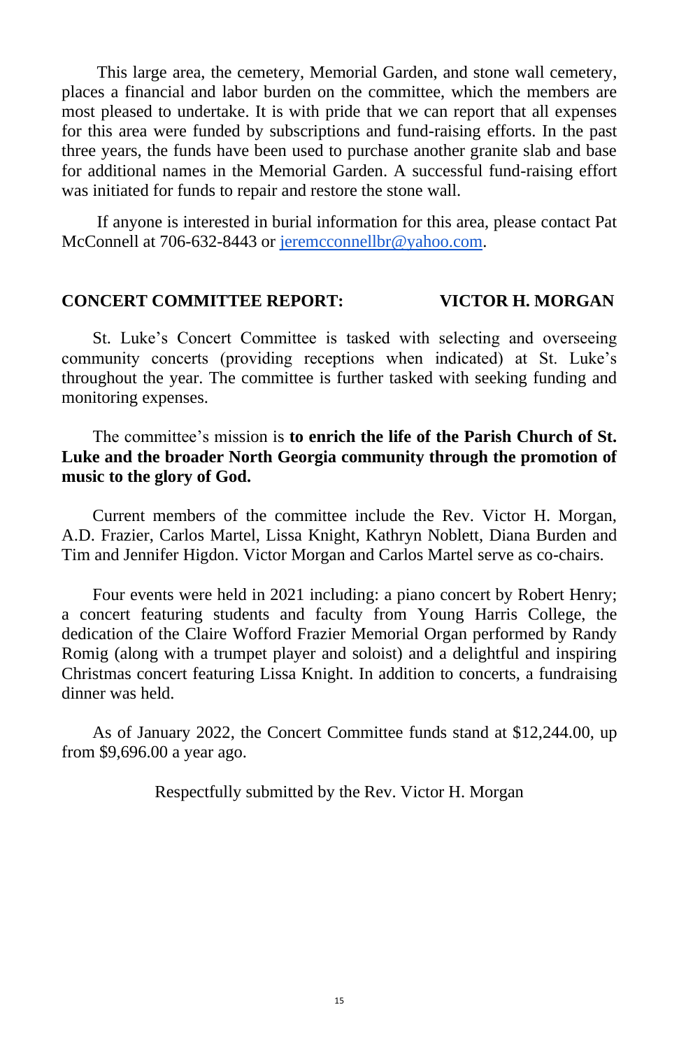This large area, the cemetery, Memorial Garden, and stone wall cemetery, places a financial and labor burden on the committee, which the members are most pleased to undertake. It is with pride that we can report that all expenses for this area were funded by subscriptions and fund-raising efforts. In the past three years, the funds have been used to purchase another granite slab and base for additional names in the Memorial Garden. A successful fund-raising effort was initiated for funds to repair and restore the stone wall.

If anyone is interested in burial information for this area, please contact Pat McConnell at 706-632-8443 or jeremcconnellbr@yahoo.com.

**CONCERT COMMITTEE REPORT: VICTOR H. MORGAN**

St. Luke's Concert Committee is tasked with selecting and overseeing community concerts (providing receptions when indicated) at St. Luke's throughout the year. The committee is further tasked with seeking funding and monitoring expenses.

The committee's mission is **to enrich the life of the Parish Church of St. Luke and the broader North Georgia community through the promotion of music to the glory of God.**

Current members of the committee include the Rev. Victor H. Morgan, A.D. Frazier, Carlos Martel, Lissa Knight, Kathryn Noblett, Diana Burden and Tim and Jennifer Higdon. Victor Morgan and Carlos Martel serve as co-chairs.

Four events were held in 2021 including: a piano concert by Robert Henry; a concert featuring students and faculty from Young Harris College, the dedication of the Claire Wofford Frazier Memorial Organ performed by Randy Romig (along with a trumpet player and soloist) and a delightful and inspiring Christmas concert featuring Lissa Knight. In addition to concerts, a fundraising dinner was held.

As of January 2022, the Concert Committee funds stand at $12,244.00, up from $9,696.00 a year ago.

Respectfully submitted by the Rev. Victor H. Morgan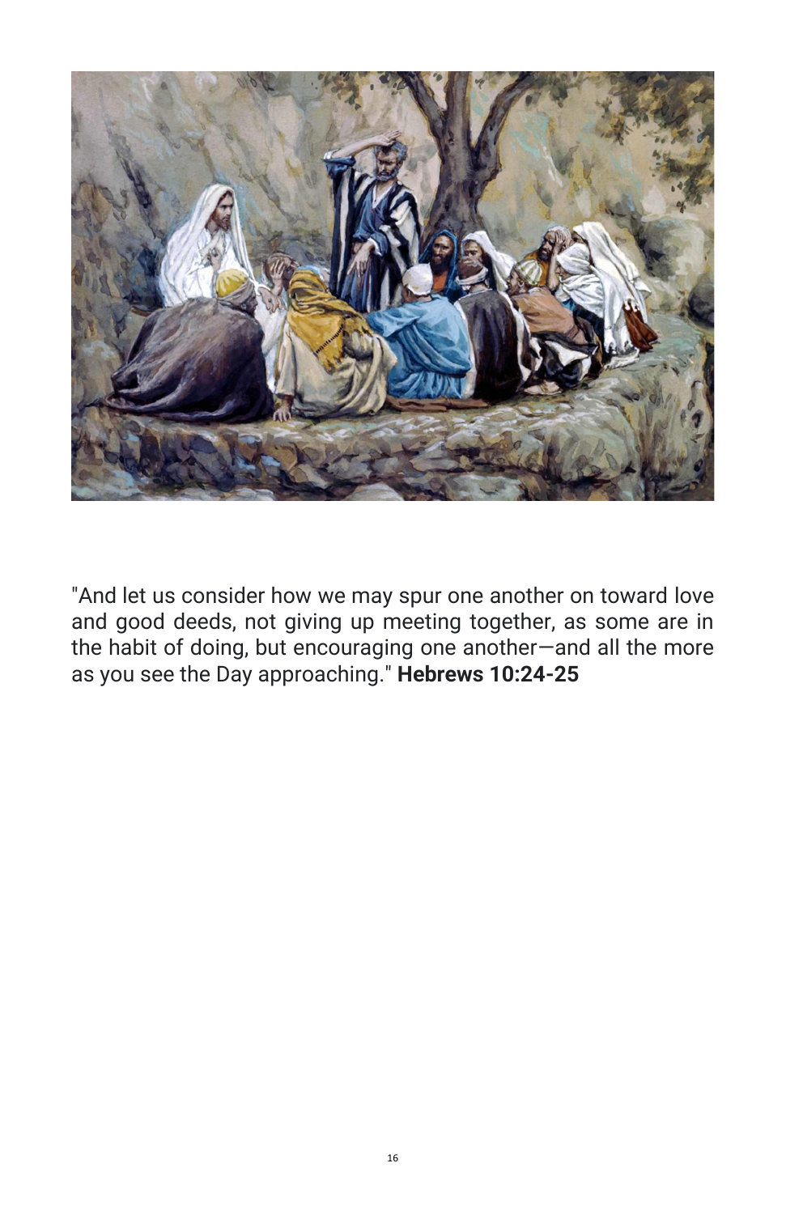"And let us consider how we may spur one another on toward love and good deeds, not giving up meeting together, as some are in the habit of doing, but encouraging one another—and all the more as you see the Day approaching." **Hebrews 10:24-25**